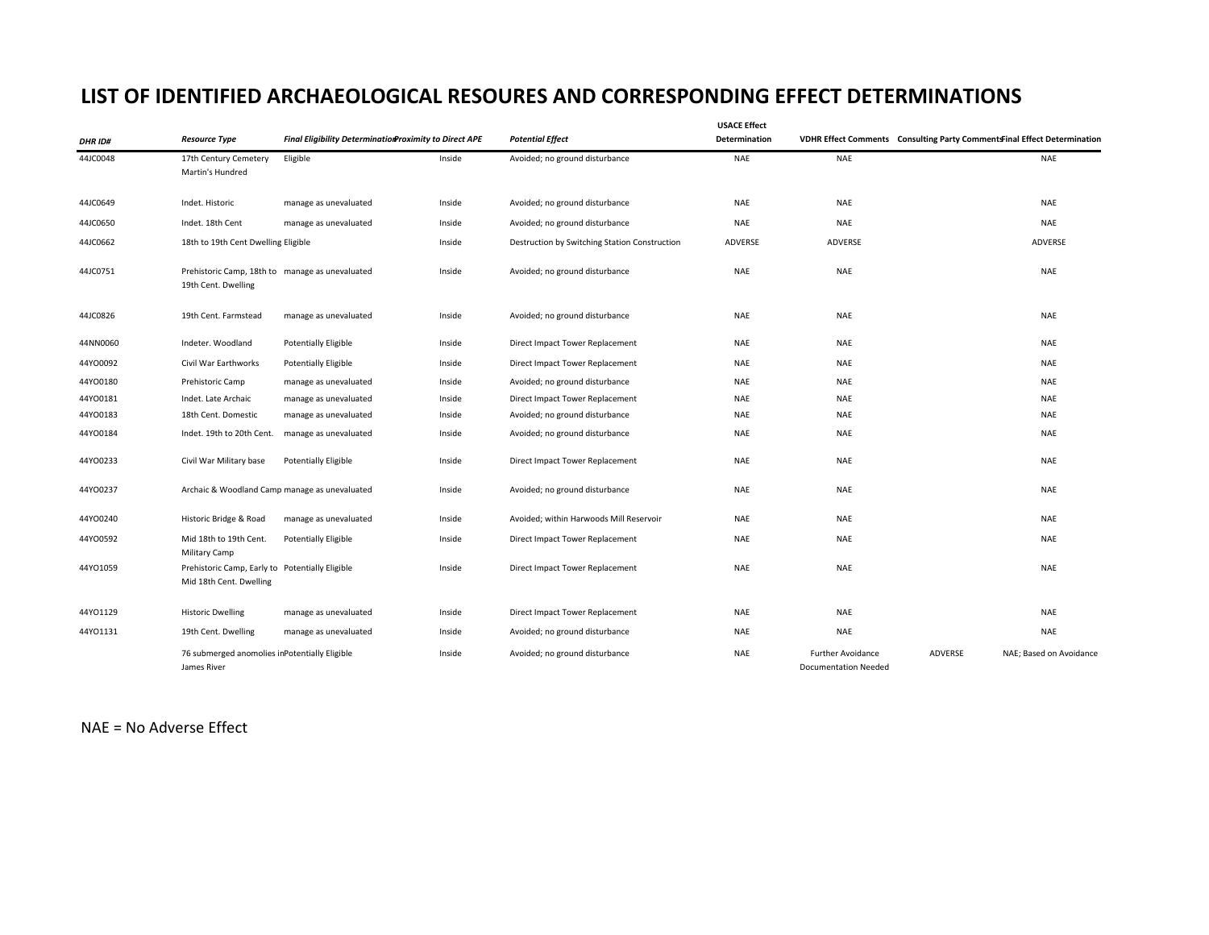# LIST OF IDENTIFIED ARCHAEOLOGICAL RESOURES AND CORRESPONDING EFFECT DETERMINATIONS

| *DHR ID#* | *Resource Type* | *Final Eligibility Determination* | *Proximity to Direct APE* | *Potential Effect* | USACE Effect Determination | VDHR Effect Comments | Consulting Party Comments | Final Effect Determination |
|---|---|---|---|---|---|---|---|---|
| 44JC0048 | 17th Century Cemetery Martin's Hundred | Eligible | Inside | Avoided; no ground disturbance | NAE | NAE | | NAE |
| 44JC0649 | Indet. Historic | manage as unevaluated | Inside | Avoided; no ground disturbance | NAE | NAE | | NAE |
| 44JC0650 | Indet. 18th Cent | manage as unevaluated | Inside | Avoided; no ground disturbance | NAE | NAE | | NAE |
| 44JC0662 | 18th to 19th Cent Dwelling | Eligible | Inside | Destruction by Switching Station Construction | ADVERSE | ADVERSE | | ADVERSE |
| 44JC0751 | Prehistoric Camp, 18th to 19th Cent. Dwelling | manage as unevaluated | Inside | Avoided; no ground disturbance | NAE | NAE | | NAE |
| 44JC0826 | 19th Cent. Farmstead | manage as unevaluated | Inside | Avoided; no ground disturbance | NAE | NAE | | NAE |
| 44NN0060 | Indeter. Woodland | Potentially Eligible | Inside | Direct Impact Tower Replacement | NAE | NAE | | NAE |
| 44YO0092 | Civil War Earthworks | Potentially Eligible | Inside | Direct Impact Tower Replacement | NAE | NAE | | NAE |
| 44YO0180 | Prehistoric Camp | manage as unevaluated | Inside | Avoided; no ground disturbance | NAE | NAE | | NAE |
| 44YO0181 | Indet. Late Archaic | manage as unevaluated | Inside | Direct Impact Tower Replacement | NAE | NAE | | NAE |
| 44YO0183 | 18th Cent. Domestic | manage as unevaluated | Inside | Avoided; no ground disturbance | NAE | NAE | | NAE |
| 44YO0184 | Indet. 19th to 20th Cent. | manage as unevaluated | Inside | Avoided; no ground disturbance | NAE | NAE | | NAE |
| 44YO0233 | Civil War Military base | Potentially Eligible | Inside | Direct Impact Tower Replacement | NAE | NAE | | NAE |
| 44YO0237 | Archaic & Woodland Camp | manage as unevaluated | Inside | Avoided; no ground disturbance | NAE | NAE | | NAE |
| 44YO0240 | Historic Bridge & Road | manage as unevaluated | Inside | Avoided; within Harwoods Mill Reservoir | NAE | NAE | | NAE |
| 44YO0592 | Mid 18th to 19th Cent. Military Camp | Potentially Eligible | Inside | Direct Impact Tower Replacement | NAE | NAE | | NAE |
| 44YO1059 | Prehistoric Camp, Early to Mid 18th Cent. Dwelling | Potentially Eligible | Inside | Direct Impact Tower Replacement | NAE | NAE | | NAE |
| 44YO1129 | Historic Dwelling | manage as unevaluated | Inside | Direct Impact Tower Replacement | NAE | NAE | | NAE |
| 44YO1131 | 19th Cent. Dwelling | manage as unevaluated | Inside | Avoided; no ground disturbance | NAE | NAE | | NAE |
| | 76 submerged anomolies in James River | Potentially Eligible | Inside | Avoided; no ground disturbance | NAE | Further Avoidance Documentation Needed | ADVERSE | NAE; Based on Avoidance |

NAE = No Adverse Effect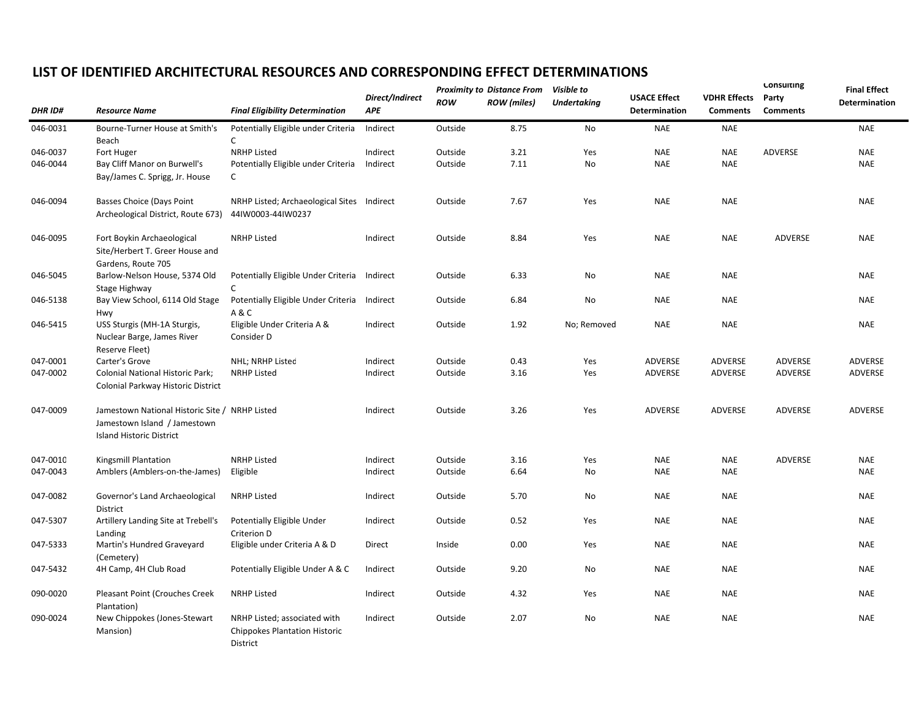# LIST OF IDENTIFIED ARCHITECTURAL RESOURCES AND CORRESPONDING EFFECT DETERMINATIONS

| *DHR ID#* | *Resource Name* | *Final Eligibility Determination* | *Direct/Indirect APE* | *Proximity to ROW* | *Distance From ROW (miles)* | *Visible to Undertaking* | **USACE Effect Determination** | **VDHR Effects Comments** | **Consulting Party Comments** | **Final Effect Determination** |
|---|---|---|---|---|---|---|---|---|---|---|
| 046-0031 | Bourne-Turner House at Smith's Beach | Potentially Eligible under Criteria C | Indirect | Outside | 8.75 | No | NAE | NAE | | NAE |
| 046-0037 | Fort Huger | NRHP Listed | Indirect | Outside | 3.21 | Yes | NAE | NAE | ADVERSE | NAE |
| 046-0044 | Bay Cliff Manor on Burwell's Bay/James C. Sprigg, Jr. House | Potentially Eligible under Criteria C | Indirect | Outside | 7.11 | No | NAE | NAE | | NAE |
| 046-0094 | Basses Choice (Days Point Archeological District, Route 673) | NRHP Listed; Archaeological Sites 44IW0003-44IW0237 | Indirect | Outside | 7.67 | Yes | NAE | NAE | | NAE |
| 046-0095 | Fort Boykin Archaeological Site/Herbert T. Greer House and Gardens, Route 705 | NRHP Listed | Indirect | Outside | 8.84 | Yes | NAE | NAE | ADVERSE | NAE |
| 046-5045 | Barlow-Nelson House, 5374 Old Stage Highway | Potentially Eligible Under Criteria C | Indirect | Outside | 6.33 | No | NAE | NAE | | NAE |
| 046-5138 | Bay View School, 6114 Old Stage Hwy | Potentially Eligible Under Criteria A & C | Indirect | Outside | 6.84 | No | NAE | NAE | | NAE |
| 046-5415 | USS Sturgis (MH-1A Sturgis, Nuclear Barge, James River Reserve Fleet) | Eligible Under Criteria A & Consider D | Indirect | Outside | 1.92 | No; Removed | NAE | NAE | | NAE |
| 047-0001 | Carter's Grove | NHL; NRHP Listed | Indirect | Outside | 0.43 | Yes | ADVERSE | ADVERSE | ADVERSE | ADVERSE |
| 047-0002 | Colonial National Historic Park; Colonial Parkway Historic District | NRHP Listed | Indirect | Outside | 3.16 | Yes | ADVERSE | ADVERSE | ADVERSE | ADVERSE |
| 047-0009 | Jamestown National Historic Site / Jamestown Island / Jamestown Island Historic District | NRHP Listed | Indirect | Outside | 3.26 | Yes | ADVERSE | ADVERSE | ADVERSE | ADVERSE |
| 047-0010 | Kingsmill Plantation | NRHP Listed | Indirect | Outside | 3.16 | Yes | NAE | NAE | ADVERSE | NAE |
| 047-0043 | Amblers (Amblers-on-the-James) | Eligible | Indirect | Outside | 6.64 | No | NAE | NAE | | NAE |
| 047-0082 | Governor's Land Archaeological District | NRHP Listed | Indirect | Outside | 5.70 | No | NAE | NAE | | NAE |
| 047-5307 | Artillery Landing Site at Trebell's Landing | Potentially Eligible Under Criterion D | Indirect | Outside | 0.52 | Yes | NAE | NAE | | NAE |
| 047-5333 | Martin's Hundred Graveyard (Cemetery) | Eligible under Criteria A & D | Direct | Inside | 0.00 | Yes | NAE | NAE | | NAE |
| 047-5432 | 4H Camp, 4H Club Road | Potentially Eligible Under A & C | Indirect | Outside | 9.20 | No | NAE | NAE | | NAE |
| 090-0020 | Pleasant Point (Crouches Creek Plantation) | NRHP Listed | Indirect | Outside | 4.32 | Yes | NAE | NAE | | NAE |
| 090-0024 | New Chippokes (Jones-Stewart Mansion) | NRHP Listed; associated with Chippokes Plantation Historic District | Indirect | Outside | 2.07 | No | NAE | NAE | | NAE |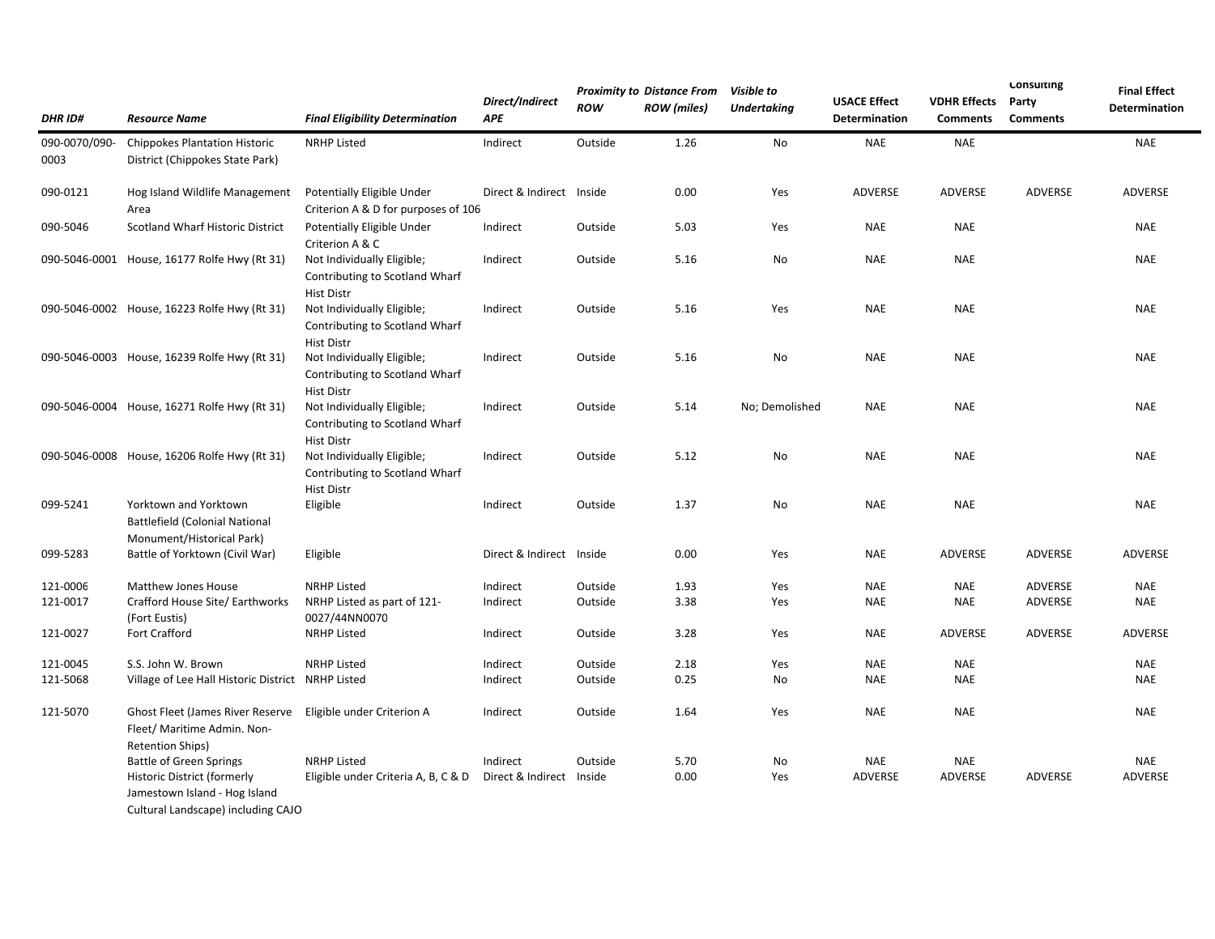| DHR ID# | Resource Name | Final Eligibility Determination | Direct/Indirect APE | Proximity to ROW | Distance From ROW (miles) | Visible to Undertaking | USACE Effect Determination | VDHR Effects Comments | Consulting Party Comments | Final Effect Determination |
|---|---|---|---|---|---|---|---|---|---|---|
| 090-0070/090-0003 | Chippokes Plantation Historic District (Chippokes State Park) | NRHP Listed | Indirect | Outside | 1.26 | No | NAE | NAE | | NAE |
| 090-0121 | Hog Island Wildlife Management Area | Potentially Eligible Under Criterion A & D for purposes of 106 | Direct & Indirect | Inside | 0.00 | Yes | ADVERSE | ADVERSE | ADVERSE | ADVERSE |
| 090-5046 | Scotland Wharf Historic District | Potentially Eligible Under Criterion A & C | Indirect | Outside | 5.03 | Yes | NAE | NAE | | NAE |
| 090-5046-0001 | House, 16177 Rolfe Hwy (Rt 31) | Not Individually Eligible; Contributing to Scotland Wharf Hist Distr | Indirect | Outside | 5.16 | No | NAE | NAE | | NAE |
| 090-5046-0002 | House, 16223 Rolfe Hwy (Rt 31) | Not Individually Eligible; Contributing to Scotland Wharf Hist Distr | Indirect | Outside | 5.16 | Yes | NAE | NAE | | NAE |
| 090-5046-0003 | House, 16239 Rolfe Hwy (Rt 31) | Not Individually Eligible; Contributing to Scotland Wharf Hist Distr | Indirect | Outside | 5.16 | No | NAE | NAE | | NAE |
| 090-5046-0004 | House, 16271 Rolfe Hwy (Rt 31) | Not Individually Eligible; Contributing to Scotland Wharf Hist Distr | Indirect | Outside | 5.14 | No; Demolished | NAE | NAE | | NAE |
| 090-5046-0008 | House, 16206 Rolfe Hwy (Rt 31) | Not Individually Eligible; Contributing to Scotland Wharf Hist Distr | Indirect | Outside | 5.12 | No | NAE | NAE | | NAE |
| 099-5241 | Yorktown and Yorktown Battlefield (Colonial National Monument/Historical Park) | Eligible | Indirect | Outside | 1.37 | No | NAE | NAE | | NAE |
| 099-5283 | Battle of Yorktown (Civil War) | Eligible | Direct & Indirect | Inside | 0.00 | Yes | NAE | ADVERSE | ADVERSE | ADVERSE |
| 121-0006 | Matthew Jones House | NRHP Listed | Indirect | Outside | 1.93 | Yes | NAE | NAE | ADVERSE | NAE |
| 121-0017 | Crafford House Site/ Earthworks (Fort Eustis) | NRHP Listed as part of 121-0027/44NN0070 | Indirect | Outside | 3.38 | Yes | NAE | NAE | ADVERSE | NAE |
| 121-0027 | Fort Crafford | NRHP Listed | Indirect | Outside | 3.28 | Yes | NAE | ADVERSE | ADVERSE | ADVERSE |
| 121-0045 | S.S. John W. Brown | NRHP Listed | Indirect | Outside | 2.18 | Yes | NAE | NAE | | NAE |
| 121-5068 | Village of Lee Hall Historic District | NRHP Listed | Indirect | Outside | 0.25 | No | NAE | NAE | | NAE |
| 121-5070 | Ghost Fleet (James River Reserve Fleet/ Maritime Admin. Non-Retention Ships) | Eligible under Criterion A | Indirect | Outside | 1.64 | Yes | NAE | NAE | | NAE |
| | Battle of Green Springs | NRHP Listed | Indirect | Outside | 5.70 | No | NAE | NAE | | NAE |
| | Historic District (formerly Jamestown Island - Hog Island Cultural Landscape) including CAJO | Eligible under Criteria A, B, C & D | Direct & Indirect | Inside | 0.00 | Yes | ADVERSE | ADVERSE | ADVERSE | ADVERSE |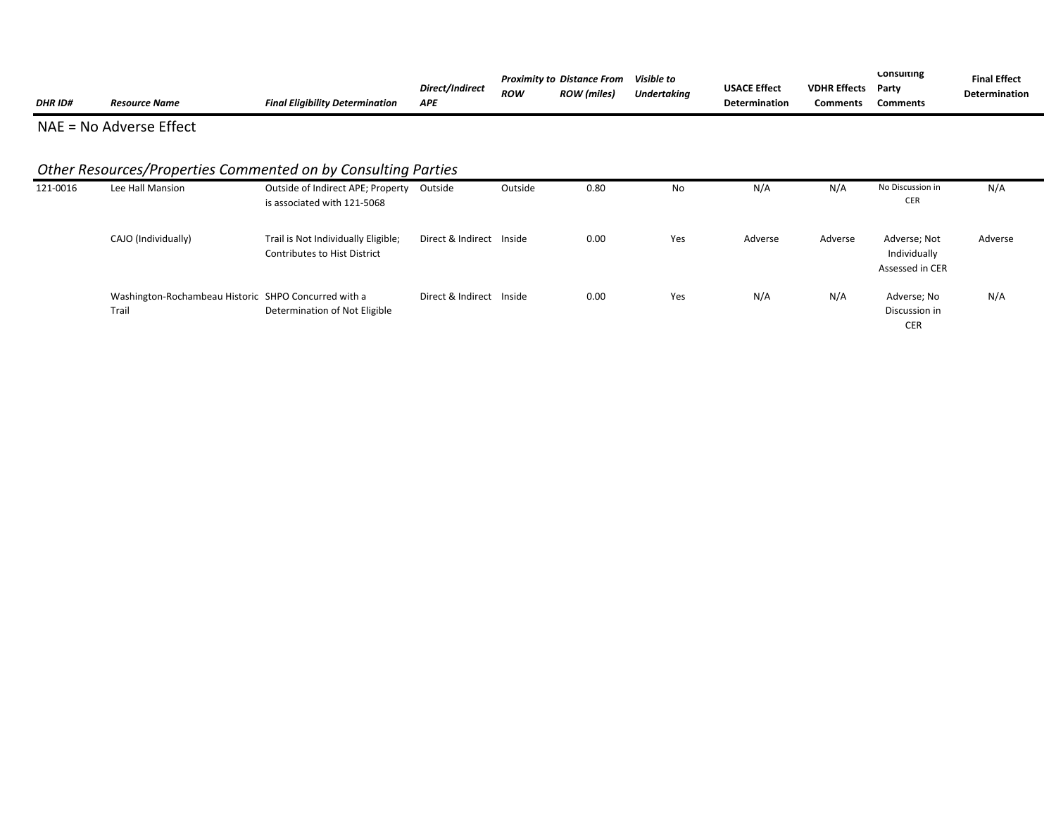| DHR ID# | Resource Name | Final Eligibility Determination | Direct/Indirect APE | Proximity to ROW | Distance From ROW (miles) | Visible to Undertaking | USACE Effect Determination | VDHR Effects Comments | Consulting Party Comments | Final Effect Determination |
|---|---|---|---|---|---|---|---|---|---|---|

NAE = No Adverse Effect

*Other Resources/Properties Commented on by Consulting Parties*

| DHR ID# | Resource Name | Final Eligibility Determination | Direct/Indirect APE | Proximity to ROW | Distance From ROW (miles) | Visible to Undertaking | USACE Effect Determination | VDHR Effects Comments | Consulting Party Comments | Final Effect Determination |
|---|---|---|---|---|---|---|---|---|---|---|
| 121-0016 | Lee Hall Mansion | Outside of Indirect APE; Property is associated with 121-5068 | Outside | Outside | 0.80 | No | N/A | N/A | No Discussion in CER | N/A |
| | CAJO (Individually) | Trail is Not Individually Eligible; Contributes to Hist District | Direct & Indirect | Inside | 0.00 | Yes | Adverse | Adverse | Adverse; Not Individually Assessed in CER | Adverse |
| | Washington-Rochambeau Historic Trail | SHPO Concurred with a Determination of Not Eligible | Direct & Indirect | Inside | 0.00 | Yes | N/A | N/A | Adverse; No Discussion in CER | N/A |